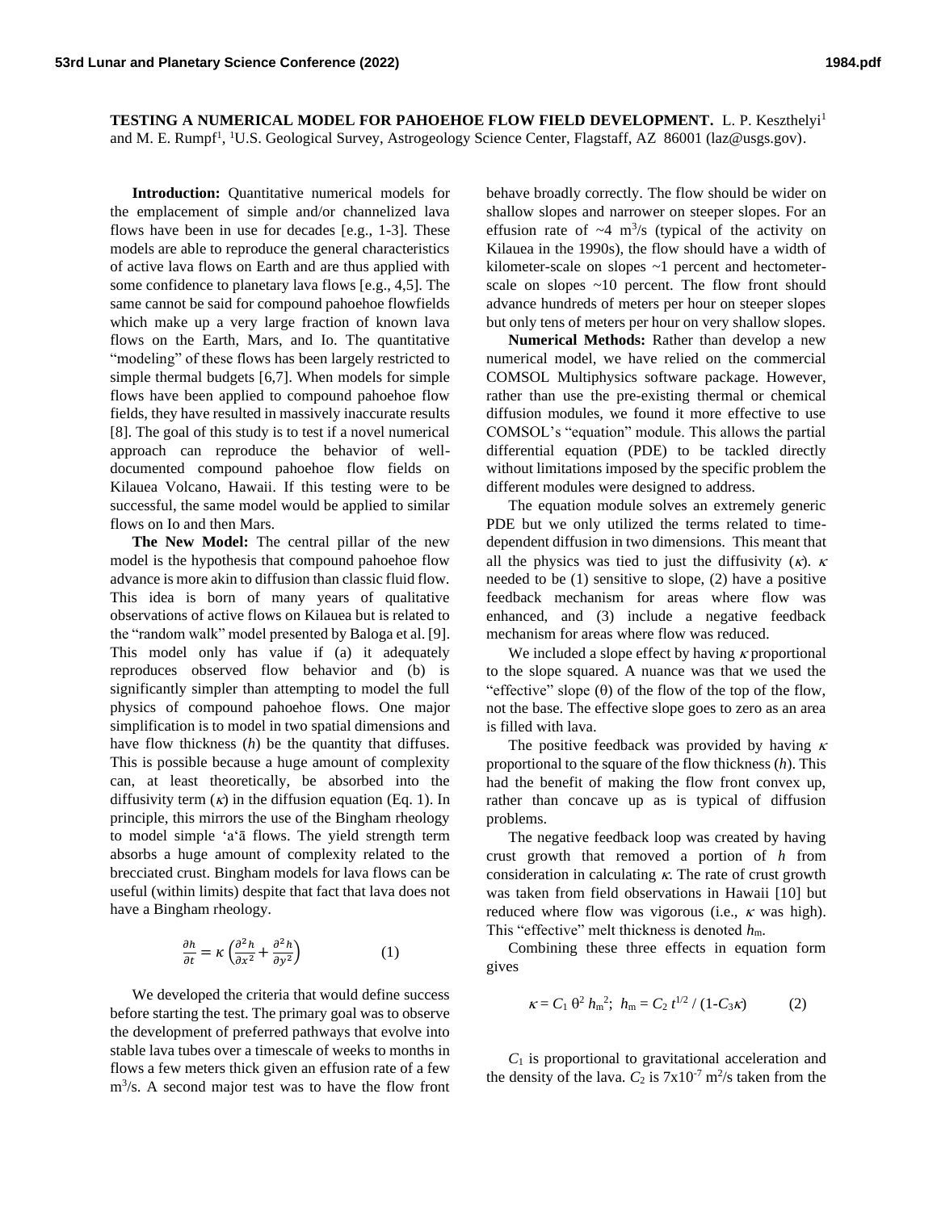# TESTING A NUMERICAL MODEL FOR PAHOEHOE FLOW FIELD DEVELOPMENT.

L. P. Keszthelyi[1] and M. E. Rumpf[1], [1]U.S. Geological Survey, Astrogeology Science Center, Flagstaff, AZ 86001 (laz@usgs.gov).

**Introduction:** Quantitative numerical models for the emplacement of simple and/or channelized lava flows have been in use for decades [e.g., 1-3]. These models are able to reproduce the general characteristics of active lava flows on Earth and are thus applied with some confidence to planetary lava flows [e.g., 4,5]. The same cannot be said for compound pahoehoe flowfields which make up a very large fraction of known lava flows on the Earth, Mars, and Io. The quantitative "modeling" of these flows has been largely restricted to simple thermal budgets [6,7]. When models for simple flows have been applied to compound pahoehoe flow fields, they have resulted in massively inaccurate results [8]. The goal of this study is to test if a novel numerical approach can reproduce the behavior of well-documented compound pahoehoe flow fields on Kilauea Volcano, Hawaii. If this testing were to be successful, the same model would be applied to similar flows on Io and then Mars.

**The New Model:** The central pillar of the new model is the hypothesis that compound pahoehoe flow advance is more akin to diffusion than classic fluid flow. This idea is born of many years of qualitative observations of active flows on Kilauea but is related to the "random walk" model presented by Baloga et al. [9]. This model only has value if (a) it adequately reproduces observed flow behavior and (b) is significantly simpler than attempting to model the full physics of compound pahoehoe flows. One major simplification is to model in two spatial dimensions and have flow thickness ($h$) be the quantity that diffuses. This is possible because a huge amount of complexity can, at least theoretically, be absorbed into the diffusivity term ($\kappa$) in the diffusion equation (Eq. 1). In principle, this mirrors the use of the Bingham rheology to model simple ʻaʻā flows. The yield strength term absorbs a huge amount of complexity related to the brecciated crust. Bingham models for lava flows can be useful (within limits) despite that fact that lava does not have a Bingham rheology.

$$\frac{\partial h}{\partial t} = \kappa \left( \frac{\partial^2 h}{\partial x^2} + \frac{\partial^2 h}{\partial y^2} \right) \qquad (1)$$

We developed the criteria that would define success before starting the test. The primary goal was to observe the development of preferred pathways that evolve into stable lava tubes over a timescale of weeks to months in flows a few meters thick given an effusion rate of a few $m^3/s$. A second major test was to have the flow front behave broadly correctly. The flow should be wider on shallow slopes and narrower on steeper slopes. For an effusion rate of ~4 $m^3/s$ (typical of the activity on Kilauea in the 1990s), the flow should have a width of kilometer-scale on slopes ~1 percent and hectometer-scale on slopes ~10 percent. The flow front should advance hundreds of meters per hour on steeper slopes but only tens of meters per hour on very shallow slopes.

**Numerical Methods:** Rather than develop a new numerical model, we have relied on the commercial COMSOL Multiphysics software package. However, rather than use the pre-existing thermal or chemical diffusion modules, we found it more effective to use COMSOL's "equation" module. This allows the partial differential equation (PDE) to be tackled directly without limitations imposed by the specific problem the different modules were designed to address.

The equation module solves an extremely generic PDE but we only utilized the terms related to time-dependent diffusion in two dimensions. This meant that all the physics was tied to just the diffusivity ($\kappa$). $\kappa$ needed to be (1) sensitive to slope, (2) have a positive feedback mechanism for areas where flow was enhanced, and (3) include a negative feedback mechanism for areas where flow was reduced.

We included a slope effect by having $\kappa$ proportional to the slope squared. A nuance was that we used the "effective" slope ($\theta$) of the flow of the top of the flow, not the base. The effective slope goes to zero as an area is filled with lava.

The positive feedback was provided by having $\kappa$ proportional to the square of the flow thickness ($h$). This had the benefit of making the flow front convex up, rather than concave up as is typical of diffusion problems.

The negative feedback loop was created by having crust growth that removed a portion of $h$ from consideration in calculating $\kappa$. The rate of crust growth was taken from field observations in Hawaii [10] but reduced where flow was vigorous (i.e., $\kappa$ was high). This "effective" melt thickness is denoted $h_m$.

Combining these three effects in equation form gives

$$\kappa = C_1\, \theta^2\, h_m^2; \;\; h_m = C_2\, t^{1/2} / (1 - C_3 \kappa) \qquad (2)$$

$C_1$ is proportional to gravitational acceleration and the density of the lava. $C_2$ is $7 \times 10^{-7}$ $m^2/s$ taken from the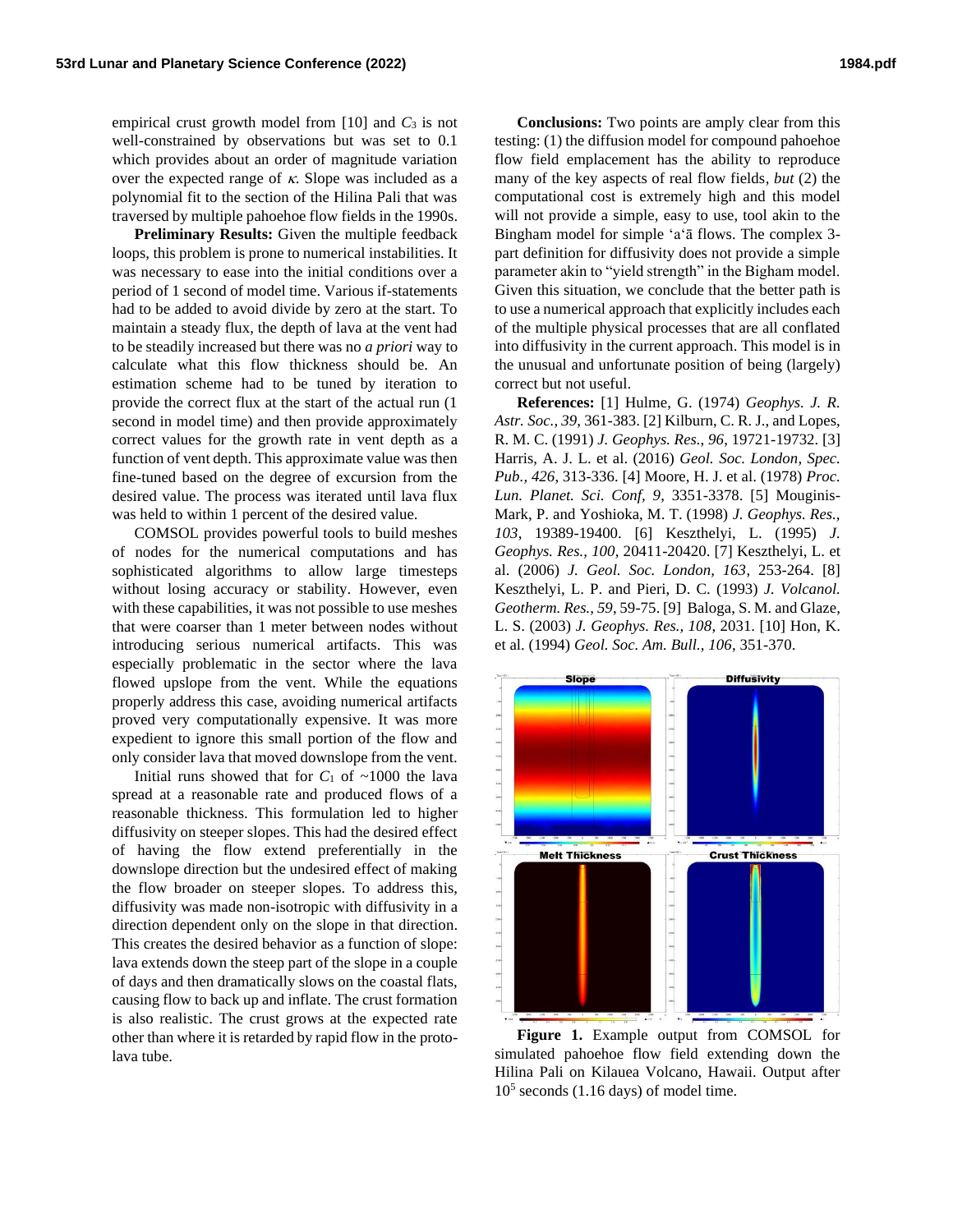empirical crust growth model from [10] and $C_3$ is not well-constrained by observations but was set to 0.1 which provides about an order of magnitude variation over the expected range of $\kappa$. Slope was included as a polynomial fit to the section of the Hilina Pali that was traversed by multiple pahoehoe flow fields in the 1990s.

**Preliminary Results:** Given the multiple feedback loops, this problem is prone to numerical instabilities. It was necessary to ease into the initial conditions over a period of 1 second of model time. Various if-statements had to be added to avoid divide by zero at the start. To maintain a steady flux, the depth of lava at the vent had to be steadily increased but there was no *a priori* way to calculate what this flow thickness should be. An estimation scheme had to be tuned by iteration to provide the correct flux at the start of the actual run (1 second in model time) and then provide approximately correct values for the growth rate in vent depth as a function of vent depth. This approximate value was then fine-tuned based on the degree of excursion from the desired value. The process was iterated until lava flux was held to within 1 percent of the desired value.

COMSOL provides powerful tools to build meshes of nodes for the numerical computations and has sophisticated algorithms to allow large timesteps without losing accuracy or stability. However, even with these capabilities, it was not possible to use meshes that were coarser than 1 meter between nodes without introducing serious numerical artifacts. This was especially problematic in the sector where the lava flowed upslope from the vent. While the equations properly address this case, avoiding numerical artifacts proved very computationally expensive. It was more expedient to ignore this small portion of the flow and only consider lava that moved downslope from the vent.

Initial runs showed that for $C_1$ of ~1000 the lava spread at a reasonable rate and produced flows of a reasonable thickness. This formulation led to higher diffusivity on steeper slopes. This had the desired effect of having the flow extend preferentially in the downslope direction but the undesired effect of making the flow broader on steeper slopes. To address this, diffusivity was made non-isotropic with diffusivity in a direction dependent only on the slope in that direction. This creates the desired behavior as a function of slope: lava extends down the steep part of the slope in a couple of days and then dramatically slows on the coastal flats, causing flow to back up and inflate. The crust formation is also realistic. The crust grows at the expected rate other than where it is retarded by rapid flow in the proto-lava tube.

**Conclusions:** Two points are amply clear from this testing: (1) the diffusion model for compound pahoehoe flow field emplacement has the ability to reproduce many of the key aspects of real flow fields, *but* (2) the computational cost is extremely high and this model will not provide a simple, easy to use, tool akin to the Bingham model for simple ʻaʻā flows. The complex 3-part definition for diffusivity does not provide a simple parameter akin to "yield strength" in the Bigham model. Given this situation, we conclude that the better path is to use a numerical approach that explicitly includes each of the multiple physical processes that are all conflated into diffusivity in the current approach. This model is in the unusual and unfortunate position of being (largely) correct but not useful.

**References:** [1] Hulme, G. (1974) *Geophys. J. R. Astr. Soc., 39*, 361-383. [2] Kilburn, C. R. J., and Lopes, R. M. C. (1991) *J. Geophys. Res., 96*, 19721-19732. [3] Harris, A. J. L. et al. (2016) *Geol. Soc. London, Spec. Pub., 426*, 313-336. [4] Moore, H. J. et al. (1978) *Proc. Lun. Planet. Sci. Conf, 9*, 3351-3378. [5] Mouginis-Mark, P. and Yoshioka, M. T. (1998) *J. Geophys. Res., 103*, 19389-19400. [6] Keszthelyi, L. (1995) *J. Geophys. Res., 100*, 20411-20420. [7] Keszthelyi, L. et al. (2006) *J. Geol. Soc. London, 163*, 253-264. [8] Keszthelyi, L. P. and Pieri, D. C. (1993) *J. Volcanol. Geotherm. Res., 59*, 59-75. [9] Baloga, S. M. and Glaze, L. S. (2003) *J. Geophys. Res., 108*, 2031. [10] Hon, K. et al. (1994) *Geol. Soc. Am. Bull., 106*, 351-370.

Slope

Diffusivity

Melt Thickness

Crust Thickness

**Figure 1.** Example output from COMSOL for simulated pahoehoe flow field extending down the Hilina Pali on Kilauea Volcano, Hawaii. Output after $10^5$ seconds (1.16 days) of model time.